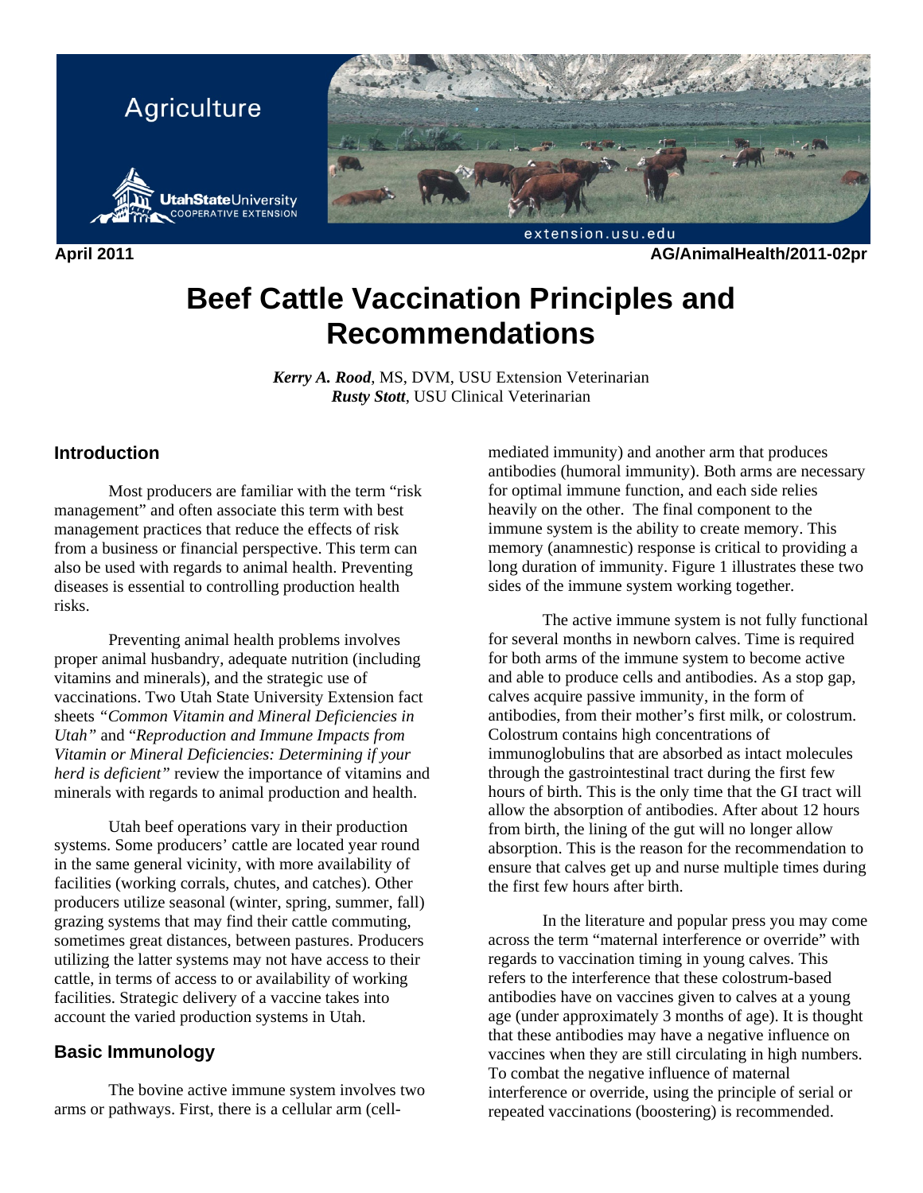Agriculture

April 2011 AG/AnimalHealth/2011-02pr

# Beef Cattle Vaccination Principles and Recommendations

***Kerry A. Rood***, MS, DVM, USU Extension Veterinarian
***Rusty Stott***, USU Clinical Veterinarian

## Introduction

Most producers are familiar with the term "risk management" and often associate this term with best management practices that reduce the effects of risk from a business or financial perspective. This term can also be used with regards to animal health. Preventing diseases is essential to controlling production health risks.

Preventing animal health problems involves proper animal husbandry, adequate nutrition (including vitamins and minerals), and the strategic use of vaccinations. Two Utah State University Extension fact sheets *"Common Vitamin and Mineral Deficiencies in Utah"* and "*Reproduction and Immune Impacts from Vitamin or Mineral Deficiencies: Determining if your herd is deficient"* review the importance of vitamins and minerals with regards to animal production and health.

Utah beef operations vary in their production systems. Some producers' cattle are located year round in the same general vicinity, with more availability of facilities (working corrals, chutes, and catches). Other producers utilize seasonal (winter, spring, summer, fall) grazing systems that may find their cattle commuting, sometimes great distances, between pastures. Producers utilizing the latter systems may not have access to their cattle, in terms of access to or availability of working facilities. Strategic delivery of a vaccine takes into account the varied production systems in Utah.

## Basic Immunology

The bovine active immune system involves two arms or pathways. First, there is a cellular arm (cell-mediated immunity) and another arm that produces antibodies (humoral immunity). Both arms are necessary for optimal immune function, and each side relies heavily on the other. The final component to the immune system is the ability to create memory. This memory (anamnestic) response is critical to providing a long duration of immunity. Figure 1 illustrates these two sides of the immune system working together.

The active immune system is not fully functional for several months in newborn calves. Time is required for both arms of the immune system to become active and able to produce cells and antibodies. As a stop gap, calves acquire passive immunity, in the form of antibodies, from their mother's first milk, or colostrum. Colostrum contains high concentrations of immunoglobulins that are absorbed as intact molecules through the gastrointestinal tract during the first few hours of birth. This is the only time that the GI tract will allow the absorption of antibodies. After about 12 hours from birth, the lining of the gut will no longer allow absorption. This is the reason for the recommendation to ensure that calves get up and nurse multiple times during the first few hours after birth.

In the literature and popular press you may come across the term "maternal interference or override" with regards to vaccination timing in young calves. This refers to the interference that these colostrum-based antibodies have on vaccines given to calves at a young age (under approximately 3 months of age). It is thought that these antibodies may have a negative influence on vaccines when they are still circulating in high numbers. To combat the negative influence of maternal interference or override, using the principle of serial or repeated vaccinations (boostering) is recommended.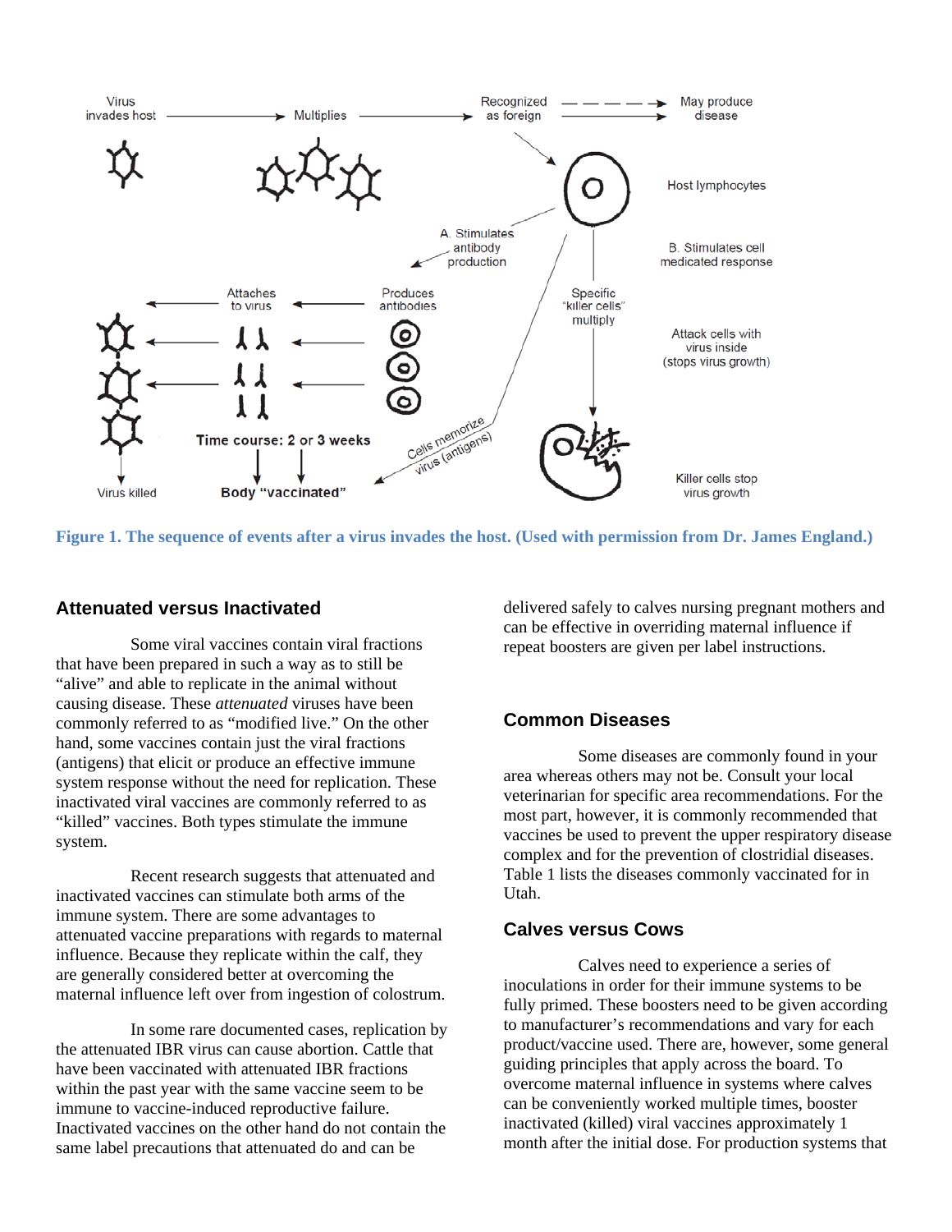Figure 1. The sequence of events after a virus invades the host. (Used with permission from Dr. James England.)

## Attenuated versus Inactivated

Some viral vaccines contain viral fractions that have been prepared in such a way as to still be "alive" and able to replicate in the animal without causing disease. These *attenuated* viruses have been commonly referred to as "modified live." On the other hand, some vaccines contain just the viral fractions (antigens) that elicit or produce an effective immune system response without the need for replication. These inactivated viral vaccines are commonly referred to as "killed" vaccines. Both types stimulate the immune system.

Recent research suggests that attenuated and inactivated vaccines can stimulate both arms of the immune system. There are some advantages to attenuated vaccine preparations with regards to maternal influence. Because they replicate within the calf, they are generally considered better at overcoming the maternal influence left over from ingestion of colostrum.

In some rare documented cases, replication by the attenuated IBR virus can cause abortion. Cattle that have been vaccinated with attenuated IBR fractions within the past year with the same vaccine seem to be immune to vaccine-induced reproductive failure. Inactivated vaccines on the other hand do not contain the same label precautions that attenuated do and can be delivered safely to calves nursing pregnant mothers and can be effective in overriding maternal influence if repeat boosters are given per label instructions.

## Common Diseases

Some diseases are commonly found in your area whereas others may not be. Consult your local veterinarian for specific area recommendations. For the most part, however, it is commonly recommended that vaccines be used to prevent the upper respiratory disease complex and for the prevention of clostridial diseases. Table 1 lists the diseases commonly vaccinated for in Utah.

## Calves versus Cows

Calves need to experience a series of inoculations in order for their immune systems to be fully primed. These boosters need to be given according to manufacturer's recommendations and vary for each product/vaccine used. There are, however, some general guiding principles that apply across the board. To overcome maternal influence in systems where calves can be conveniently worked multiple times, booster inactivated (killed) viral vaccines approximately 1 month after the initial dose. For production systems that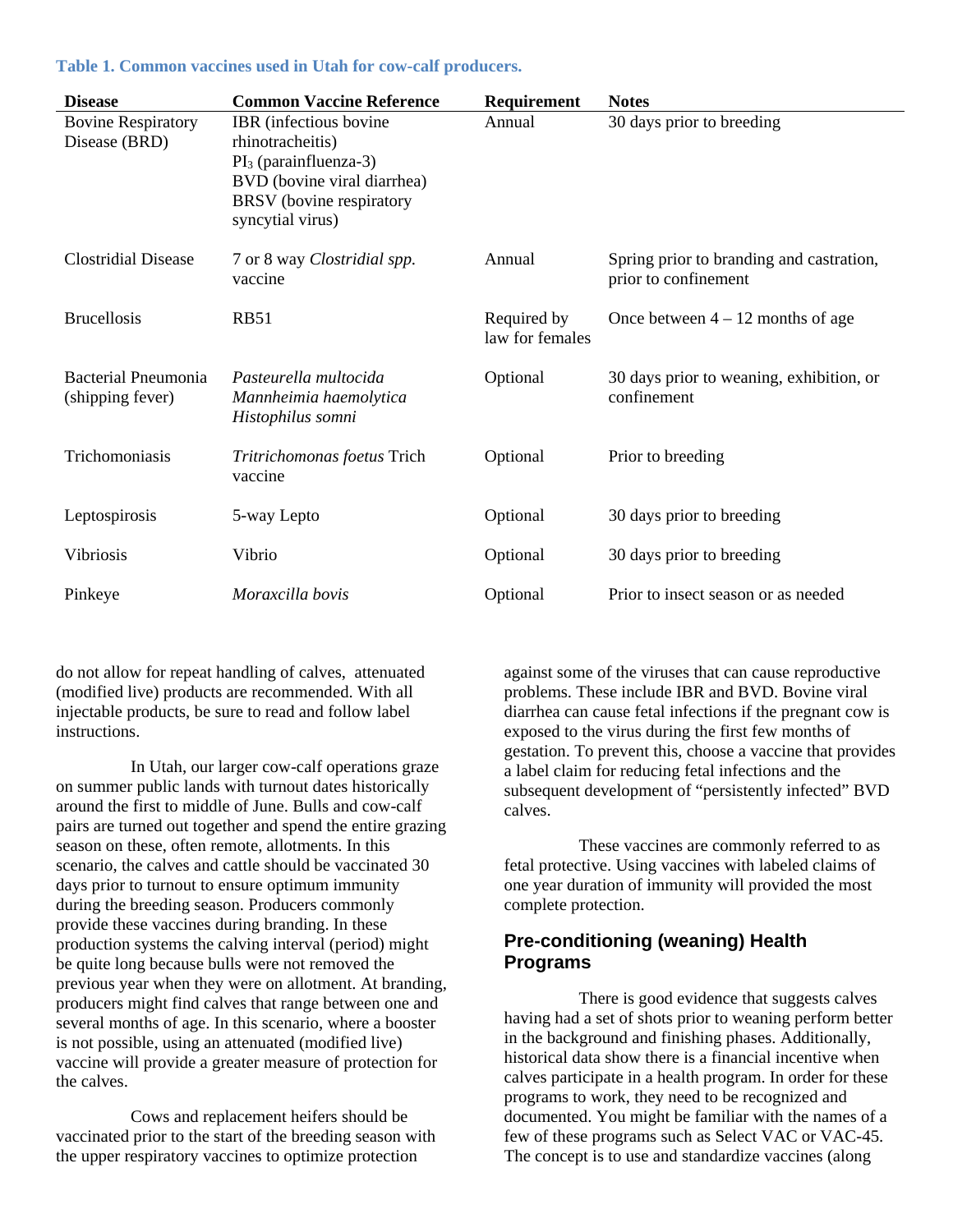**Table 1. Common vaccines used in Utah for cow-calf producers.**

| Disease | Common Vaccine Reference | Requirement | Notes |
|---|---|---|---|
| Bovine Respiratory Disease (BRD) | IBR (infectious bovine rhinotracheitis)<br>$PI_3$ (parainfluenza-3)<br>BVD (bovine viral diarrhea)<br>BRSV (bovine respiratory syncytial virus) | Annual | 30 days prior to breeding |
| Clostridial Disease | 7 or 8 way *Clostridial spp.* vaccine | Annual | Spring prior to branding and castration, prior to confinement |
| Brucellosis | RB51 | Required by law for females | Once between 4 – 12 months of age |
| Bacterial Pneumonia (shipping fever) | *Pasteurella multocida*<br>*Mannheimia haemolytica*<br>*Histophilus somni* | Optional | 30 days prior to weaning, exhibition, or confinement |
| Trichomoniasis | *Tritrichomonas foetus* Trich vaccine | Optional | Prior to breeding |
| Leptospirosis | 5-way Lepto | Optional | 30 days prior to breeding |
| Vibriosis | Vibrio | Optional | 30 days prior to breeding |
| Pinkeye | *Moraxcilla bovis* | Optional | Prior to insect season or as needed |

do not allow for repeat handling of calves, attenuated (modified live) products are recommended. With all injectable products, be sure to read and follow label instructions.

In Utah, our larger cow-calf operations graze on summer public lands with turnout dates historically around the first to middle of June. Bulls and cow-calf pairs are turned out together and spend the entire grazing season on these, often remote, allotments. In this scenario, the calves and cattle should be vaccinated 30 days prior to turnout to ensure optimum immunity during the breeding season. Producers commonly provide these vaccines during branding. In these production systems the calving interval (period) might be quite long because bulls were not removed the previous year when they were on allotment. At branding, producers might find calves that range between one and several months of age. In this scenario, where a booster is not possible, using an attenuated (modified live) vaccine will provide a greater measure of protection for the calves.

Cows and replacement heifers should be vaccinated prior to the start of the breeding season with the upper respiratory vaccines to optimize protection against some of the viruses that can cause reproductive problems. These include IBR and BVD. Bovine viral diarrhea can cause fetal infections if the pregnant cow is exposed to the virus during the first few months of gestation. To prevent this, choose a vaccine that provides a label claim for reducing fetal infections and the subsequent development of "persistently infected" BVD calves.

These vaccines are commonly referred to as fetal protective. Using vaccines with labeled claims of one year duration of immunity will provided the most complete protection.

## Pre-conditioning (weaning) Health Programs

There is good evidence that suggests calves having had a set of shots prior to weaning perform better in the background and finishing phases. Additionally, historical data show there is a financial incentive when calves participate in a health program. In order for these programs to work, they need to be recognized and documented. You might be familiar with the names of a few of these programs such as Select VAC or VAC-45. The concept is to use and standardize vaccines (along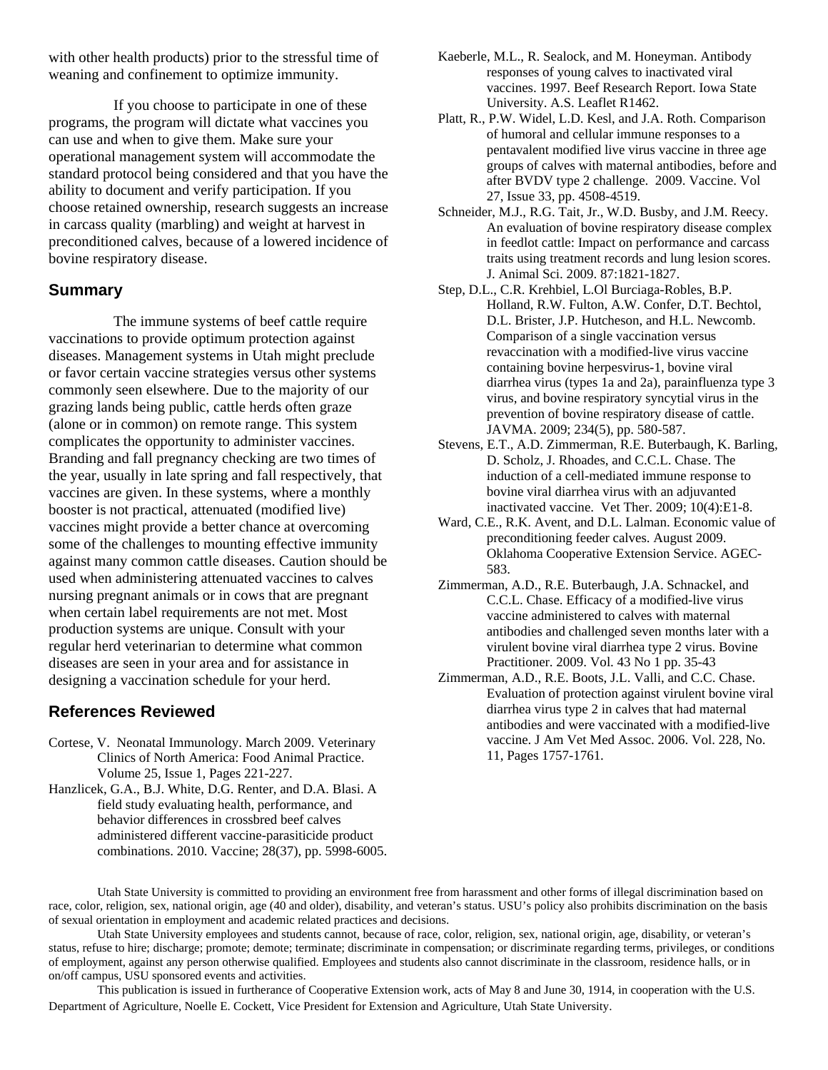with other health products) prior to the stressful time of weaning and confinement to optimize immunity.

If you choose to participate in one of these programs, the program will dictate what vaccines you can use and when to give them. Make sure your operational management system will accommodate the standard protocol being considered and that you have the ability to document and verify participation. If you choose retained ownership, research suggests an increase in carcass quality (marbling) and weight at harvest in preconditioned calves, because of a lowered incidence of bovine respiratory disease.

## Summary

The immune systems of beef cattle require vaccinations to provide optimum protection against diseases. Management systems in Utah might preclude or favor certain vaccine strategies versus other systems commonly seen elsewhere. Due to the majority of our grazing lands being public, cattle herds often graze (alone or in common) on remote range. This system complicates the opportunity to administer vaccines. Branding and fall pregnancy checking are two times of the year, usually in late spring and fall respectively, that vaccines are given. In these systems, where a monthly booster is not practical, attenuated (modified live) vaccines might provide a better chance at overcoming some of the challenges to mounting effective immunity against many common cattle diseases. Caution should be used when administering attenuated vaccines to calves nursing pregnant animals or in cows that are pregnant when certain label requirements are not met. Most production systems are unique. Consult with your regular herd veterinarian to determine what common diseases are seen in your area and for assistance in designing a vaccination schedule for your herd.

## References Reviewed

Cortese, V. Neonatal Immunology. March 2009. Veterinary Clinics of North America: Food Animal Practice. Volume 25, Issue 1, Pages 221-227.

Hanzlicek, G.A., B.J. White, D.G. Renter, and D.A. Blasi. A field study evaluating health, performance, and behavior differences in crossbred beef calves administered different vaccine-parasiticide product combinations. 2010. Vaccine; 28(37), pp. 5998-6005.

Kaeberle, M.L., R. Sealock, and M. Honeyman. Antibody responses of young calves to inactivated viral vaccines. 1997. Beef Research Report. Iowa State University. A.S. Leaflet R1462.

Platt, R., P.W. Widel, L.D. Kesl, and J.A. Roth. Comparison of humoral and cellular immune responses to a pentavalent modified live virus vaccine in three age groups of calves with maternal antibodies, before and after BVDV type 2 challenge. 2009. Vaccine. Vol 27, Issue 33, pp. 4508-4519.

Schneider, M.J., R.G. Tait, Jr., W.D. Busby, and J.M. Reecy. An evaluation of bovine respiratory disease complex in feedlot cattle: Impact on performance and carcass traits using treatment records and lung lesion scores. J. Animal Sci. 2009. 87:1821-1827.

Step, D.L., C.R. Krehbiel, L.Ol Burciaga-Robles, B.P. Holland, R.W. Fulton, A.W. Confer, D.T. Bechtol, D.L. Brister, J.P. Hutcheson, and H.L. Newcomb. Comparison of a single vaccination versus revaccination with a modified-live virus vaccine containing bovine herpesvirus-1, bovine viral diarrhea virus (types 1a and 2a), parainfluenza type 3 virus, and bovine respiratory syncytial virus in the prevention of bovine respiratory disease of cattle. JAVMA. 2009; 234(5), pp. 580-587.

Stevens, E.T., A.D. Zimmerman, R.E. Buterbaugh, K. Barling, D. Scholz, J. Rhoades, and C.C.L. Chase. The induction of a cell-mediated immune response to bovine viral diarrhea virus with an adjuvanted inactivated vaccine. Vet Ther. 2009; 10(4):E1-8.

Ward, C.E., R.K. Avent, and D.L. Lalman. Economic value of preconditioning feeder calves. August 2009. Oklahoma Cooperative Extension Service. AGEC-583.

Zimmerman, A.D., R.E. Buterbaugh, J.A. Schnackel, and C.C.L. Chase. Efficacy of a modified-live virus vaccine administered to calves with maternal antibodies and challenged seven months later with a virulent bovine viral diarrhea type 2 virus. Bovine Practitioner. 2009. Vol. 43 No 1 pp. 35-43

Zimmerman, A.D., R.E. Boots, J.L. Valli, and C.C. Chase. Evaluation of protection against virulent bovine viral diarrhea virus type 2 in calves that had maternal antibodies and were vaccinated with a modified-live vaccine. J Am Vet Med Assoc. 2006. Vol. 228, No. 11, Pages 1757-1761.

Utah State University is committed to providing an environment free from harassment and other forms of illegal discrimination based on race, color, religion, sex, national origin, age (40 and older), disability, and veteran's status. USU's policy also prohibits discrimination on the basis of sexual orientation in employment and academic related practices and decisions.

Utah State University employees and students cannot, because of race, color, religion, sex, national origin, age, disability, or veteran's status, refuse to hire; discharge; promote; demote; terminate; discriminate in compensation; or discriminate regarding terms, privileges, or conditions of employment, against any person otherwise qualified. Employees and students also cannot discriminate in the classroom, residence halls, or in on/off campus, USU sponsored events and activities.

This publication is issued in furtherance of Cooperative Extension work, acts of May 8 and June 30, 1914, in cooperation with the U.S. Department of Agriculture, Noelle E. Cockett, Vice President for Extension and Agriculture, Utah State University.